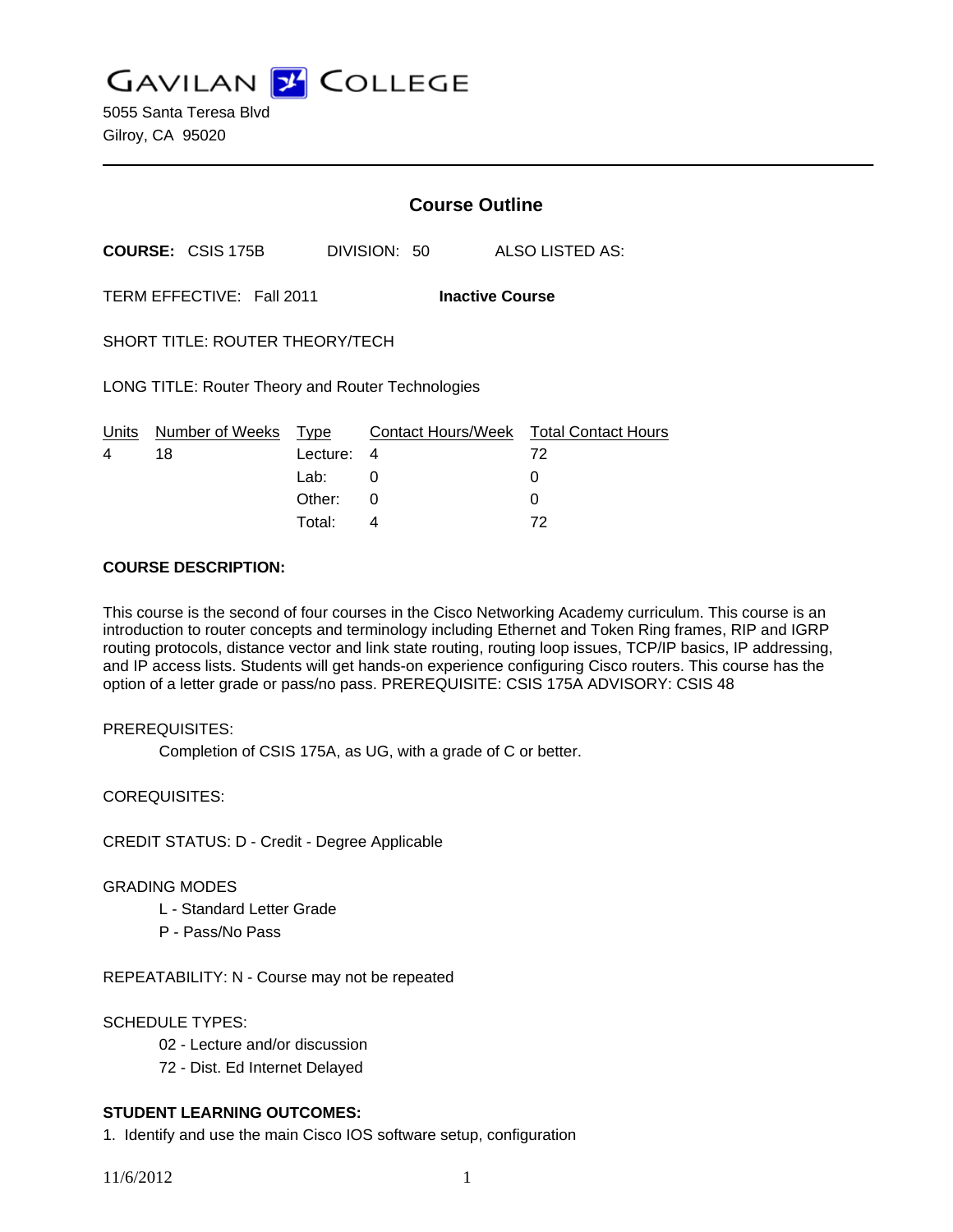# GAVILAN COLLEGE

5055 Santa Teresa Blvd
Gilroy, CA 95020

---

## Course Outline

**COURSE:** CSIS 175B DIVISION: 50 ALSO LISTED AS:

TERM EFFECTIVE: Fall 2011 **Inactive Course**

SHORT TITLE: ROUTER THEORY/TECH

LONG TITLE: Router Theory and Router Technologies

| Units | Number of Weeks | Type | Contact Hours/Week | Total Contact Hours |
|---|---|---|---|---|
| 4 | 18 | Lecture: | 4 | 72 |
| | | Lab: | 0 | 0 |
| | | Other: | 0 | 0 |
| | | Total: | 4 | 72 |

**COURSE DESCRIPTION:**

This course is the second of four courses in the Cisco Networking Academy curriculum. This course is an introduction to router concepts and terminology including Ethernet and Token Ring frames, RIP and IGRP routing protocols, distance vector and link state routing, routing loop issues, TCP/IP basics, IP addressing, and IP access lists. Students will get hands-on experience configuring Cisco routers. This course has the option of a letter grade or pass/no pass. PREREQUISITE: CSIS 175A ADVISORY: CSIS 48

PREREQUISITES:

Completion of CSIS 175A, as UG, with a grade of C or better.

COREQUISITES:

CREDIT STATUS: D - Credit - Degree Applicable

GRADING MODES

L - Standard Letter Grade
P - Pass/No Pass

REPEATABILITY: N - Course may not be repeated

SCHEDULE TYPES:

02 - Lecture and/or discussion
72 - Dist. Ed Internet Delayed

**STUDENT LEARNING OUTCOMES:**

1. Identify and use the main Cisco IOS software setup, configuration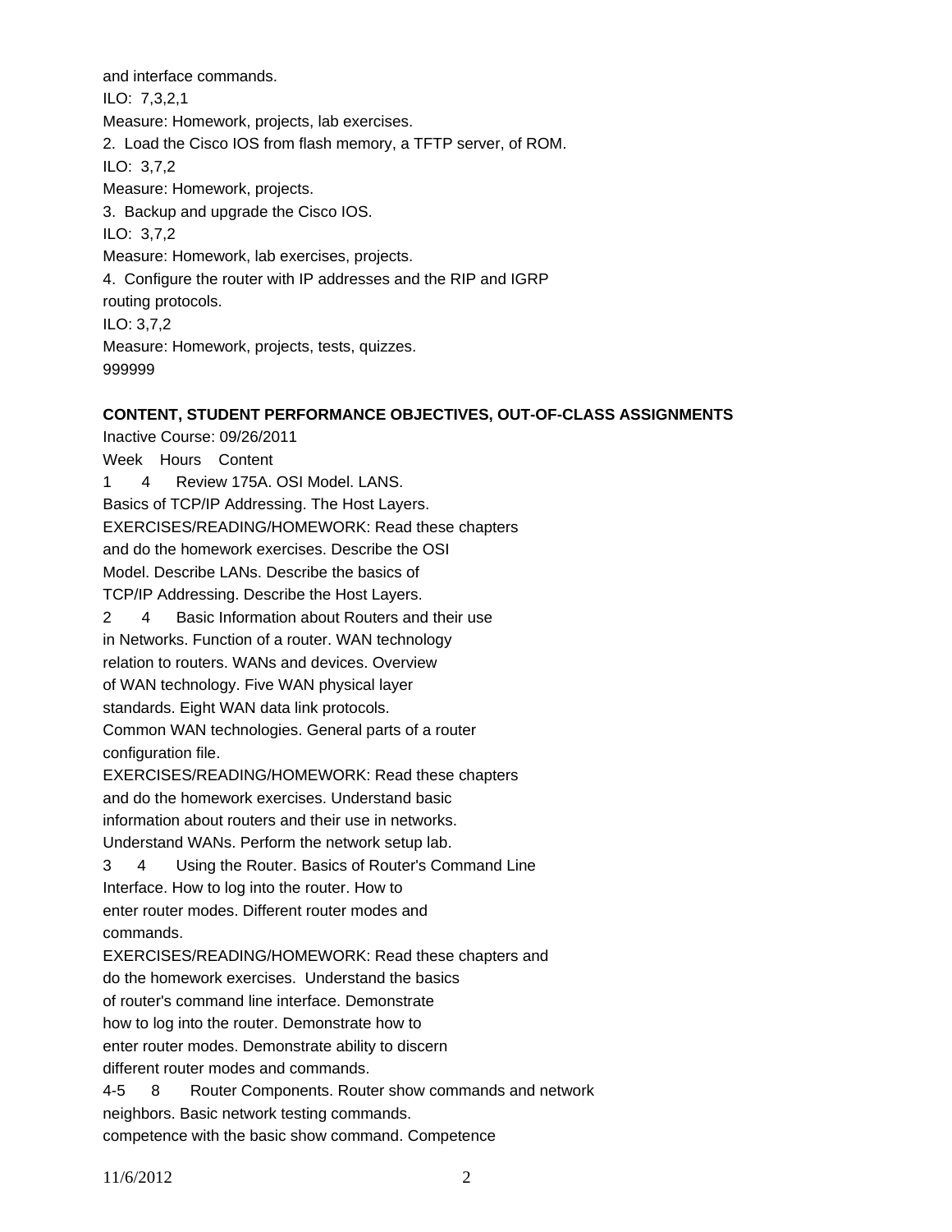and interface commands.
ILO: 7,3,2,1
Measure: Homework, projects, lab exercises.
2. Load the Cisco IOS from flash memory, a TFTP server, of ROM.
ILO: 3,7,2
Measure: Homework, projects.
3. Backup and upgrade the Cisco IOS.
ILO: 3,7,2
Measure: Homework, lab exercises, projects.
4. Configure the router with IP addresses and the RIP and IGRP routing protocols.
ILO: 3,7,2
Measure: Homework, projects, tests, quizzes.
999999

**CONTENT, STUDENT PERFORMANCE OBJECTIVES, OUT-OF-CLASS ASSIGNMENTS**

Inactive Course: 09/26/2011

Week Hours Content

1 4 Review 175A. OSI Model. LANS.
Basics of TCP/IP Addressing. The Host Layers.
EXERCISES/READING/HOMEWORK: Read these chapters and do the homework exercises. Describe the OSI Model. Describe LANs. Describe the basics of TCP/IP Addressing. Describe the Host Layers.

2 4 Basic Information about Routers and their use in Networks. Function of a router. WAN technology relation to routers. WANs and devices. Overview of WAN technology. Five WAN physical layer standards. Eight WAN data link protocols. Common WAN technologies. General parts of a router configuration file.
EXERCISES/READING/HOMEWORK: Read these chapters and do the homework exercises. Understand basic information about routers and their use in networks. Understand WANs. Perform the network setup lab.

3 4 Using the Router. Basics of Router's Command Line Interface. How to log into the router. How to enter router modes. Different router modes and commands.
EXERCISES/READING/HOMEWORK: Read these chapters and do the homework exercises. Understand the basics of router's command line interface. Demonstrate how to log into the router. Demonstrate how to enter router modes. Demonstrate ability to discern different router modes and commands.

4-5 8 Router Components. Router show commands and network neighbors. Basic network testing commands.
competence with the basic show command. Competence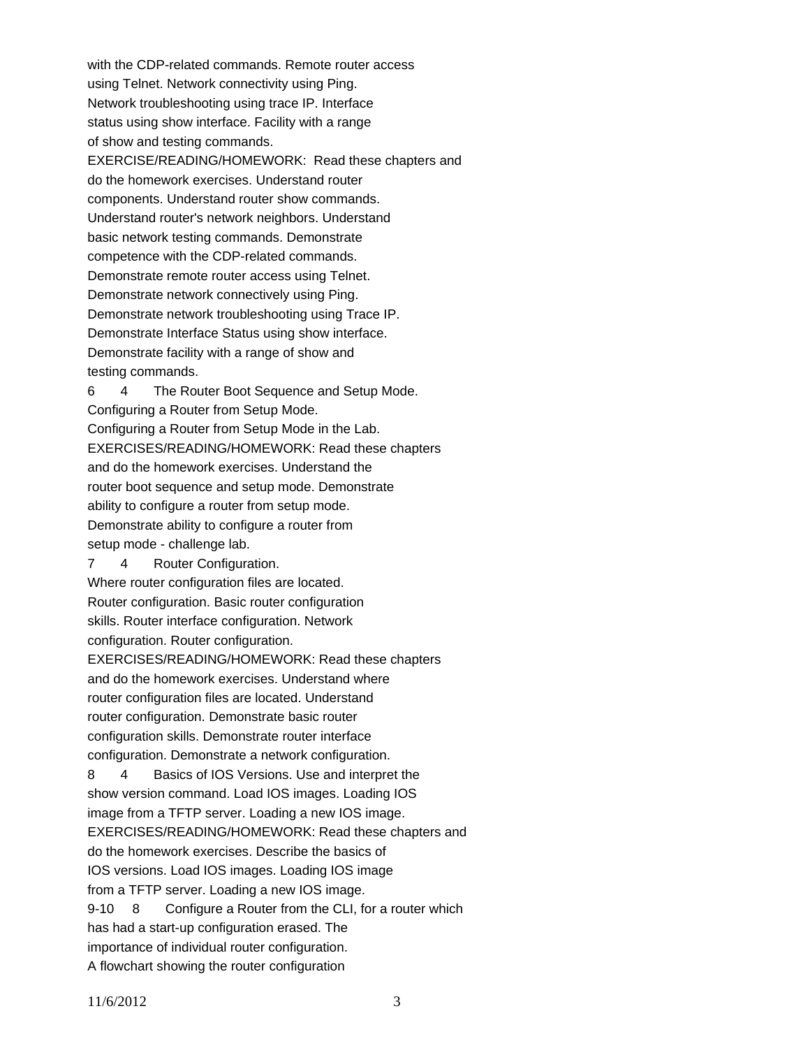with the CDP-related commands. Remote router access using Telnet. Network connectivity using Ping. Network troubleshooting using trace IP. Interface status using show interface. Facility with a range of show and testing commands.

EXERCISE/READING/HOMEWORK: Read these chapters and do the homework exercises. Understand router components. Understand router show commands. Understand router's network neighbors. Understand basic network testing commands. Demonstrate competence with the CDP-related commands. Demonstrate remote router access using Telnet. Demonstrate network connectively using Ping. Demonstrate network troubleshooting using Trace IP. Demonstrate Interface Status using show interface. Demonstrate facility with a range of show and testing commands.

6 4 The Router Boot Sequence and Setup Mode. Configuring a Router from Setup Mode. Configuring a Router from Setup Mode in the Lab.

EXERCISES/READING/HOMEWORK: Read these chapters and do the homework exercises. Understand the router boot sequence and setup mode. Demonstrate ability to configure a router from setup mode. Demonstrate ability to configure a router from setup mode - challenge lab.

7 4 Router Configuration. Where router configuration files are located. Router configuration. Basic router configuration skills. Router interface configuration. Network configuration. Router configuration.

EXERCISES/READING/HOMEWORK: Read these chapters and do the homework exercises. Understand where router configuration files are located. Understand router configuration. Demonstrate basic router configuration skills. Demonstrate router interface configuration. Demonstrate a network configuration.

8 4 Basics of IOS Versions. Use and interpret the show version command. Load IOS images. Loading IOS image from a TFTP server. Loading a new IOS image.

EXERCISES/READING/HOMEWORK: Read these chapters and do the homework exercises. Describe the basics of IOS versions. Load IOS images. Loading IOS image from a TFTP server. Loading a new IOS image.

9-10 8 Configure a Router from the CLI, for a router which has had a start-up configuration erased. The importance of individual router configuration. A flowchart showing the router configuration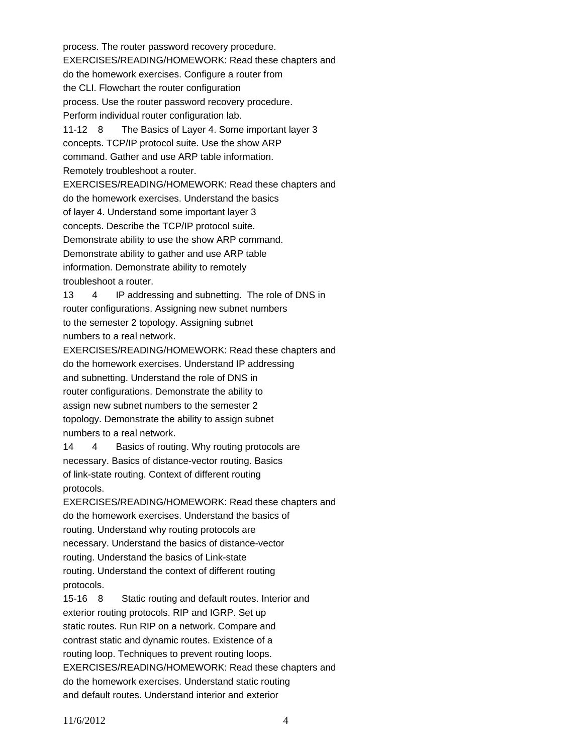process. The router password recovery procedure.
EXERCISES/READING/HOMEWORK: Read these chapters and do the homework exercises. Configure a router from the CLI. Flowchart the router configuration process. Use the router password recovery procedure. Perform individual router configuration lab.

11-12 8 The Basics of Layer 4. Some important layer 3 concepts. TCP/IP protocol suite. Use the show ARP command. Gather and use ARP table information. Remotely troubleshoot a router.
EXERCISES/READING/HOMEWORK: Read these chapters and do the homework exercises. Understand the basics of layer 4. Understand some important layer 3 concepts. Describe the TCP/IP protocol suite. Demonstrate ability to use the show ARP command. Demonstrate ability to gather and use ARP table information. Demonstrate ability to remotely troubleshoot a router.

13 4 IP addressing and subnetting. The role of DNS in router configurations. Assigning new subnet numbers to the semester 2 topology. Assigning subnet numbers to a real network.
EXERCISES/READING/HOMEWORK: Read these chapters and do the homework exercises. Understand IP addressing and subnetting. Understand the role of DNS in router configurations. Demonstrate the ability to assign new subnet numbers to the semester 2 topology. Demonstrate the ability to assign subnet numbers to a real network.

14 4 Basics of routing. Why routing protocols are necessary. Basics of distance-vector routing. Basics of link-state routing. Context of different routing protocols.
EXERCISES/READING/HOMEWORK: Read these chapters and do the homework exercises. Understand the basics of routing. Understand why routing protocols are necessary. Understand the basics of distance-vector routing. Understand the basics of Link-state routing. Understand the context of different routing protocols.

15-16 8 Static routing and default routes. Interior and exterior routing protocols. RIP and IGRP. Set up static routes. Run RIP on a network. Compare and contrast static and dynamic routes. Existence of a routing loop. Techniques to prevent routing loops.
EXERCISES/READING/HOMEWORK: Read these chapters and do the homework exercises. Understand static routing and default routes. Understand interior and exterior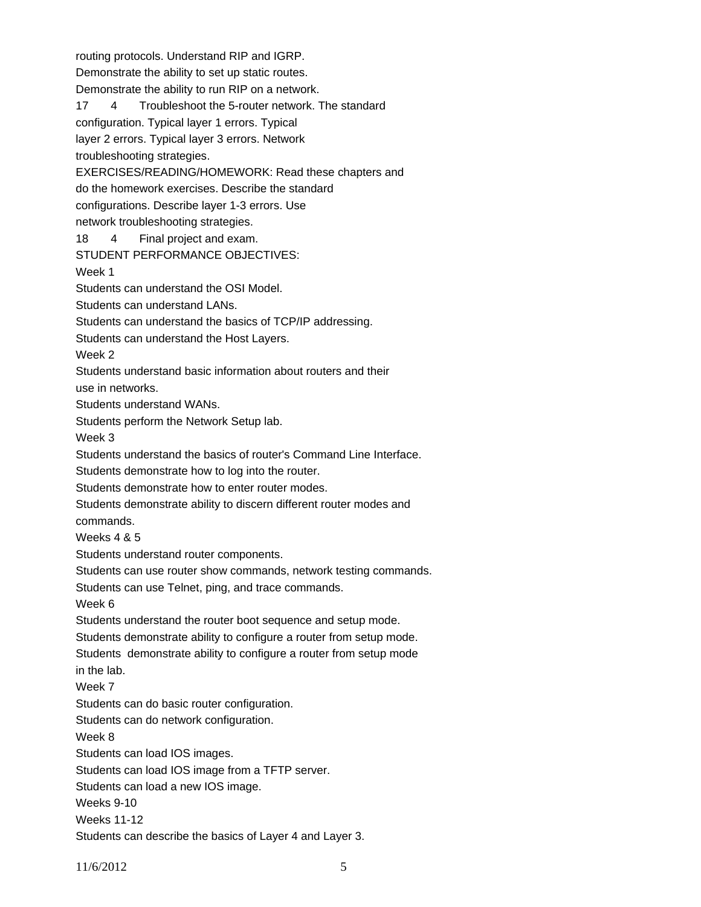routing protocols. Understand RIP and IGRP.
Demonstrate the ability to set up static routes.
Demonstrate the ability to run RIP on a network.

17 4 Troubleshoot the 5-router network. The standard configuration. Typical layer 1 errors. Typical layer 2 errors. Typical layer 3 errors. Network troubleshooting strategies.

EXERCISES/READING/HOMEWORK: Read these chapters and do the homework exercises. Describe the standard configurations. Describe layer 1-3 errors. Use network troubleshooting strategies.

18 4 Final project and exam.

STUDENT PERFORMANCE OBJECTIVES:

Week 1

Students can understand the OSI Model.
Students can understand LANs.
Students can understand the basics of TCP/IP addressing.
Students can understand the Host Layers.

Week 2

Students understand basic information about routers and their use in networks.
Students understand WANs.
Students perform the Network Setup lab.

Week 3

Students understand the basics of router's Command Line Interface.
Students demonstrate how to log into the router.
Students demonstrate how to enter router modes.
Students demonstrate ability to discern different router modes and commands.

Weeks 4 & 5

Students understand router components.
Students can use router show commands, network testing commands.
Students can use Telnet, ping, and trace commands.

Week 6

Students understand the router boot sequence and setup mode.
Students demonstrate ability to configure a router from setup mode.
Students demonstrate ability to configure a router from setup mode in the lab.

Week 7

Students can do basic router configuration.
Students can do network configuration.

Week 8

Students can load IOS images.
Students can load IOS image from a TFTP server.
Students can load a new IOS image.

Weeks 9-10

Weeks 11-12

Students can describe the basics of Layer 4 and Layer 3.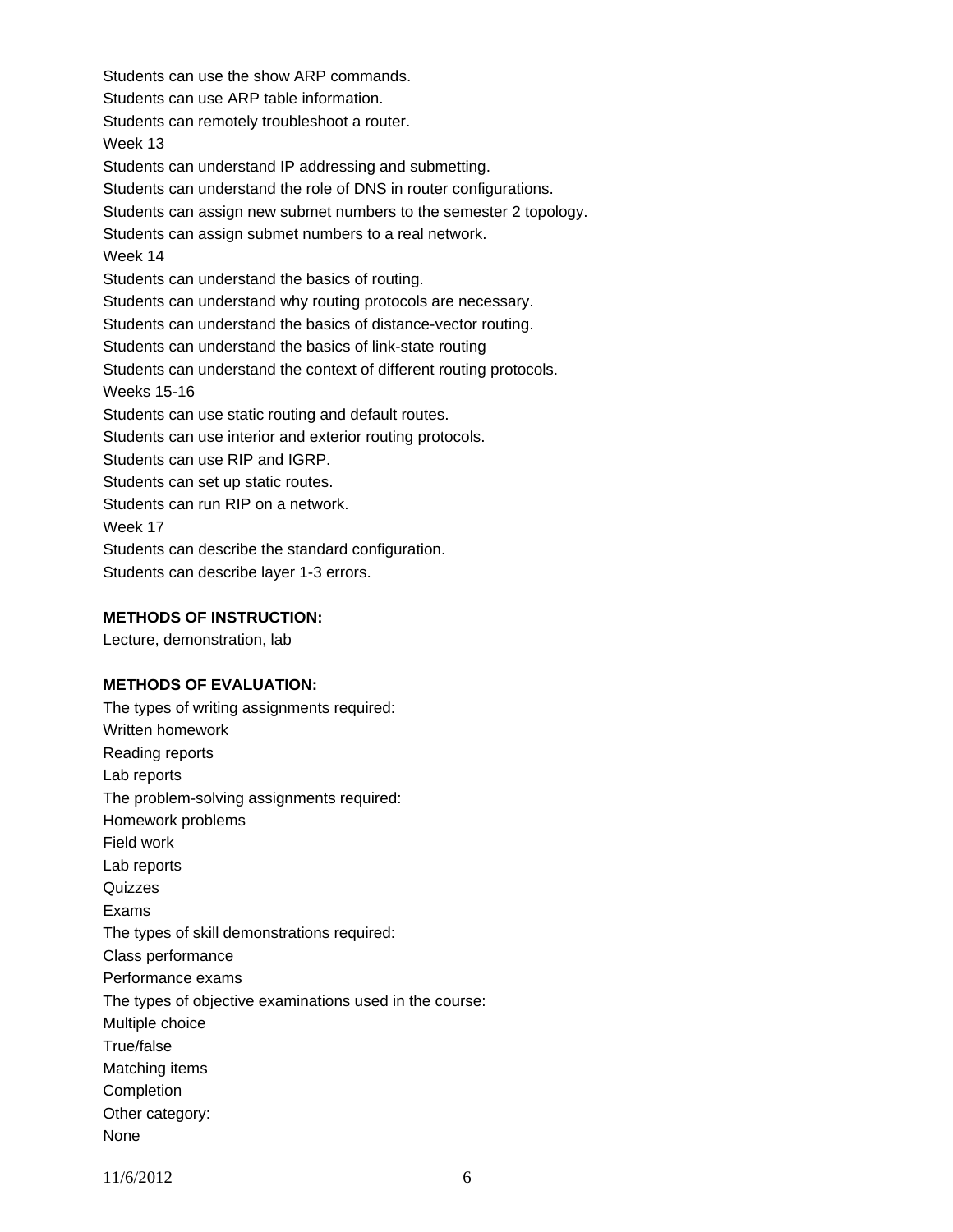Students can use the show ARP commands.

Students can use ARP table information.

Students can remotely troubleshoot a router.

Week 13

Students can understand IP addressing and submetting.

Students can understand the role of DNS in router configurations.

Students can assign new submet numbers to the semester 2 topology.

Students can assign submet numbers to a real network.

Week 14

Students can understand the basics of routing.

Students can understand why routing protocols are necessary.

Students can understand the basics of distance-vector routing.

Students can understand the basics of link-state routing

Students can understand the context of different routing protocols.

Weeks 15-16

Students can use static routing and default routes.

Students can use interior and exterior routing protocols.

Students can use RIP and IGRP.

Students can set up static routes.

Students can run RIP on a network.

Week 17

Students can describe the standard configuration.

Students can describe layer 1-3 errors.

**METHODS OF INSTRUCTION:**

Lecture, demonstration, lab

**METHODS OF EVALUATION:**

The types of writing assignments required:

Written homework

Reading reports

Lab reports

The problem-solving assignments required:

Homework problems

Field work

Lab reports

Quizzes

Exams

The types of skill demonstrations required:

Class performance

Performance exams

The types of objective examinations used in the course:

Multiple choice

True/false

Matching items

Completion

Other category:

None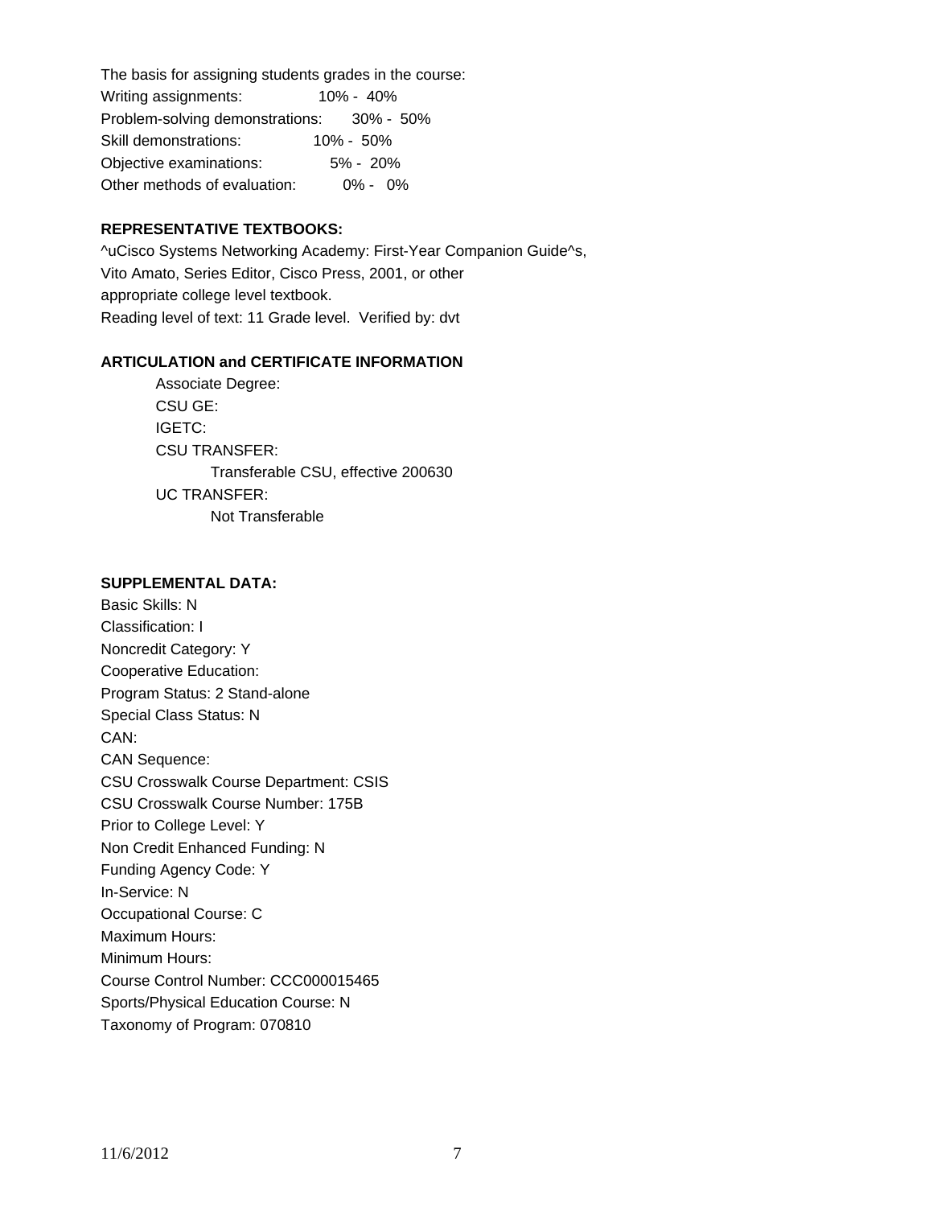The basis for assigning students grades in the course:

| | |
|---|---|
| Writing assignments: | 10% - 40% |
| Problem-solving demonstrations: | 30% - 50% |
| Skill demonstrations: | 10% - 50% |
| Objective examinations: | 5% - 20% |
| Other methods of evaluation: | 0% - 0% |

**REPRESENTATIVE TEXTBOOKS:**

^uCisco Systems Networking Academy: First-Year Companion Guide^s,
Vito Amato, Series Editor, Cisco Press, 2001, or other
appropriate college level textbook.
Reading level of text: 11 Grade level. Verified by: dvt

**ARTICULATION and CERTIFICATE INFORMATION**

Associate Degree:
CSU GE:
IGETC:
CSU TRANSFER:
Transferable CSU, effective 200630
UC TRANSFER:
Not Transferable

**SUPPLEMENTAL DATA:**

Basic Skills: N
Classification: I
Noncredit Category: Y
Cooperative Education:
Program Status: 2 Stand-alone
Special Class Status: N
CAN:
CAN Sequence:
CSU Crosswalk Course Department: CSIS
CSU Crosswalk Course Number: 175B
Prior to College Level: Y
Non Credit Enhanced Funding: N
Funding Agency Code: Y
In-Service: N
Occupational Course: C
Maximum Hours:
Minimum Hours:
Course Control Number: CCC000015465
Sports/Physical Education Course: N
Taxonomy of Program: 070810